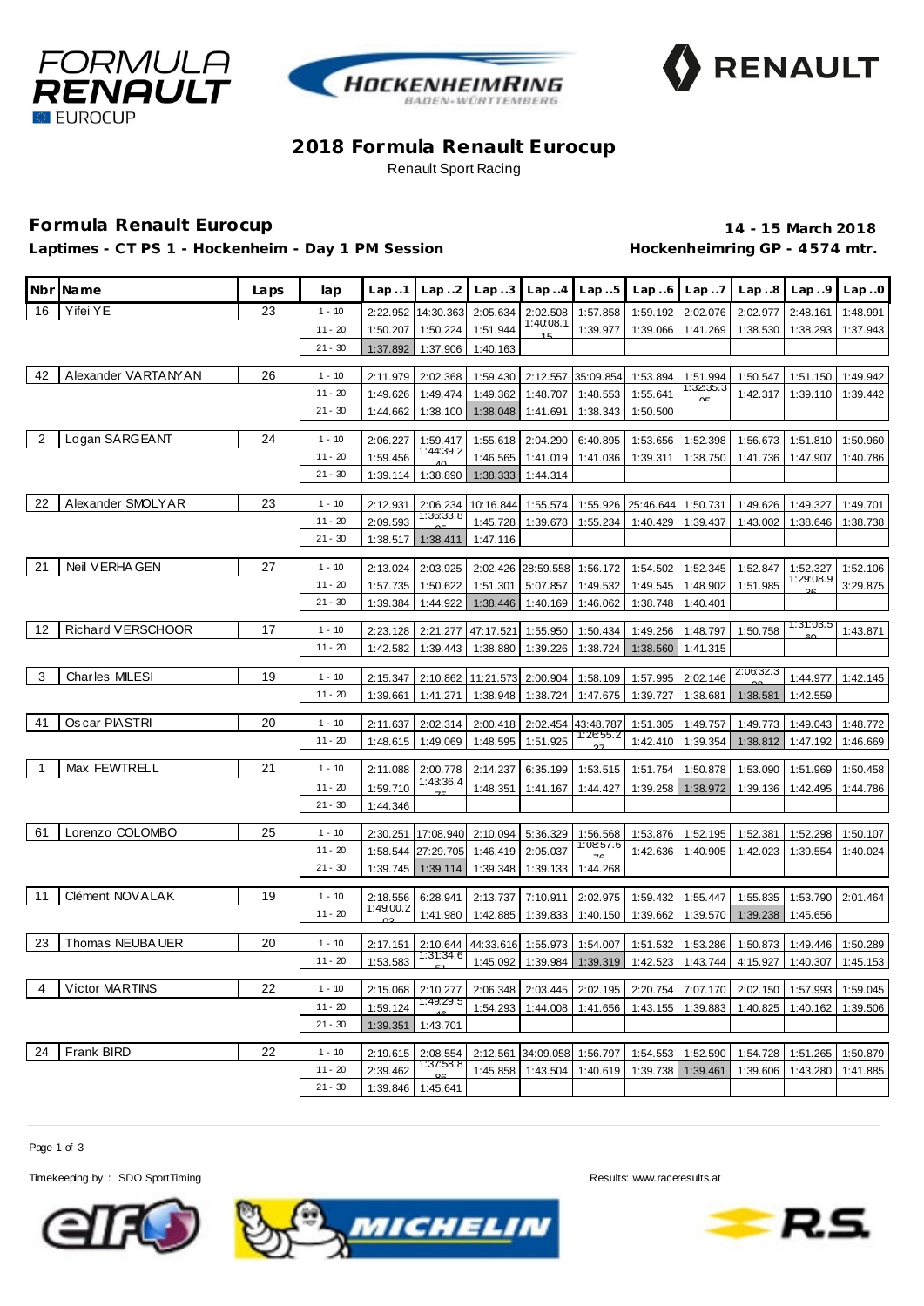# 2018 Formula Renault Eurocup

Renault Sport Racing

## Formula Renault Eurocup

**14 - 15 March 2018**

**Laptimes - CT PS 1 - Hockenheim - Day 1 PM Session**

**Hockenheimring GP - 4574 mtr.**

| Nbr | Name | Laps | lap | Lap..1 | Lap..2 | Lap..3 | Lap..4 | Lap..5 | Lap..6 | Lap..7 | Lap..8 | Lap..9 | Lap..0 |
|---|---|---|---|---|---|---|---|---|---|---|---|---|---|
| 16 | Yifei YE | 23 | 1 - 10 | 2:22.952 | 14:30.363 | 2:05.634 | 2:02.508 | 1:57.858 | 1:59.192 | 2:02.076 | 2:02.977 | 2:48.161 | 1:48.991 |
| | | | 11 - 20 | 1:50.207 | 1:50.224 | 1:51.944 | 1:40:08.115 | 1:39.977 | 1:39.066 | 1:41.269 | 1:38.530 | 1:38.293 | 1:37.943 |
| | | | 21 - 30 | 1:37.892 | 1:37.906 | 1:40.163 | | | | | | | |
| 42 | Alexander VARTANYAN | 26 | 1 - 10 | 2:11.979 | 2:02.368 | 1:59.430 | 2:12.557 | 35:09.854 | 1:53.894 | 1:51.994 | 1:50.547 | 1:51.150 | 1:49.942 |
| | | | 11 - 20 | 1:49.626 | 1:49.474 | 1:49.362 | 1:48.707 | 1:48.553 | 1:55.641 | 1:32:35.305 | 1:42.317 | 1:39.110 | 1:39.442 |
| | | | 21 - 30 | 1:44.662 | 1:38.100 | 1:38.048 | 1:41.691 | 1:38.343 | 1:50.500 | | | | |
| 2 | Logan SARGEANT | 24 | 1 - 10 | 2:06.227 | 1:59.417 | 1:55.618 | 2:04.290 | 6:40.895 | 1:53.656 | 1:52.398 | 1:56.673 | 1:51.810 | 1:50.960 |
| | | | 11 - 20 | 1:59.456 | 1:44:39.240 | 1:46.565 | 1:41.019 | 1:41.036 | 1:39.311 | 1:38.750 | 1:41.736 | 1:47.907 | 1:40.786 |
| | | | 21 - 30 | 1:39.114 | 1:38.890 | 1:38.333 | 1:44.314 | | | | | | |
| 22 | Alexander SMOLYAR | 23 | 1 - 10 | 2:12.931 | 2:06.234 | 10:16.844 | 1:55.574 | 1:55.926 | 25:46.644 | 1:50.731 | 1:49.626 | 1:49.327 | 1:49.701 |
| | | | 11 - 20 | 2:09.593 | 1:36:33.805 | 1:45.728 | 1:39.678 | 1:55.234 | 1:40.429 | 1:39.437 | 1:43.002 | 1:38.646 | 1:38.738 |
| | | | 21 - 30 | 1:38.517 | 1:38.411 | 1:47.116 | | | | | | | |
| 21 | Neil VERHAGEN | 27 | 1 - 10 | 2:13.024 | 2:03.925 | 2:02.426 | 28:59.558 | 1:56.172 | 1:54.502 | 1:52.345 | 1:52.847 | 1:52.327 | 1:52.106 |
| | | | 11 - 20 | 1:57.735 | 1:50.622 | 1:51.301 | 5:07.857 | 1:49.532 | 1:49.545 | 1:48.902 | 1:51.985 | 1:29:08.936 | 3:29.875 |
| | | | 21 - 30 | 1:39.384 | 1:44.922 | 1:38.446 | 1:40.169 | 1:46.062 | 1:38.748 | 1:40.401 | | | |
| 12 | Richard VERSCHOOR | 17 | 1 - 10 | 2:23.128 | 2:21.277 | 47:17.521 | 1:55.950 | 1:50.434 | 1:49.256 | 1:48.797 | 1:50.758 | 1:31:03.560 | 1:43.871 |
| | | | 11 - 20 | 1:42.582 | 1:39.443 | 1:38.880 | 1:39.226 | 1:38.724 | 1:38.560 | 1:41.315 | | | |
| 3 | Charles MILESI | 19 | 1 - 10 | 2:15.347 | 2:10.862 | 11:21.573 | 2:00.904 | 1:58.109 | 1:57.995 | 2:02.146 | 2:06:32.308 | 1:44.977 | 1:42.145 |
| | | | 11 - 20 | 1:39.661 | 1:41.271 | 1:38.948 | 1:38.724 | 1:47.675 | 1:39.727 | 1:38.681 | 1:38.581 | 1:42.559 | |
| 41 | Oscar PIASTRI | 20 | 1 - 10 | 2:11.637 | 2:02.314 | 2:00.418 | 2:02.454 | 43:48.787 | 1:51.305 | 1:49.757 | 1:49.773 | 1:49.043 | 1:48.772 |
| | | | 11 - 20 | 1:48.615 | 1:49.069 | 1:48.595 | 1:51.925 | 1:26:55.227 | 1:42.410 | 1:39.354 | 1:38.812 | 1:47.192 | 1:46.669 |
| 1 | Max FEWTRELL | 21 | 1 - 10 | 2:11.088 | 2:00.778 | 2:14.237 | 6:35.199 | 1:53.515 | 1:51.754 | 1:50.878 | 1:53.090 | 1:51.969 | 1:50.458 |
| | | | 11 - 20 | 1:59.710 | 1:43:36.475 | 1:48.351 | 1:41.167 | 1:44.427 | 1:39.258 | 1:38.972 | 1:39.136 | 1:42.495 | 1:44.786 |
| | | | 21 - 30 | 1:44.346 | | | | | | | | | |
| 61 | Lorenzo COLOMBO | 25 | 1 - 10 | 2:30.251 | 17:08.940 | 2:10.094 | 5:36.329 | 1:56.568 | 1:53.876 | 1:52.195 | 1:52.381 | 1:52.298 | 1:50.107 |
| | | | 11 - 20 | 1:58.544 | 27:29.705 | 1:46.419 | 2:05.037 | 1:08:57.676 | 1:42.636 | 1:40.905 | 1:42.023 | 1:39.554 | 1:40.024 |
| | | | 21 - 30 | 1:39.745 | 1:39.114 | 1:39.348 | 1:39.133 | 1:44.268 | | | | | |
| 11 | Clément NOVALAK | 19 | 1 - 10 | 2:18.556 | 6:28.941 | 2:13.737 | 7:10.911 | 2:02.975 | 1:59.432 | 1:55.447 | 1:55.835 | 1:53.790 | 2:01.464 |
| | | | 11 - 20 | 1:49:00.203 | 1:41.980 | 1:42.885 | 1:39.833 | 1:40.150 | 1:39.662 | 1:39.570 | 1:39.238 | 1:45.656 | |
| 23 | Thomas NEUBAUER | 20 | 1 - 10 | 2:17.151 | 2:10.644 | 44:33.616 | 1:55.973 | 1:54.007 | 1:51.532 | 1:53.286 | 1:50.873 | 1:49.446 | 1:50.289 |
| | | | 11 - 20 | 1:53.583 | 1:31:34.651 | 1:45.092 | 1:39.984 | 1:39.319 | 1:42.523 | 1:43.744 | 4:15.927 | 1:40.307 | 1:45.153 |
| 4 | Victor MARTINS | 22 | 1 - 10 | 2:15.068 | 2:10.277 | 2:06.348 | 2:03.445 | 2:02.195 | 2:20.754 | 7:07.170 | 2:02.150 | 1:57.993 | 1:59.045 |
| | | | 11 - 20 | 1:59.124 | 1:49:29.546 | 1:54.293 | 1:44.008 | 1:41.656 | 1:43.155 | 1:39.883 | 1:40.825 | 1:40.162 | 1:39.506 |
| | | | 21 - 30 | 1:39.351 | 1:43.701 | | | | | | | | |
| 24 | Frank BIRD | 22 | 1 - 10 | 2:19.615 | 2:08.554 | 2:12.561 | 34:09.058 | 1:56.797 | 1:54.553 | 1:52.590 | 1:54.728 | 1:51.265 | 1:50.879 |
| | | | 11 - 20 | 2:39.462 | 1:37:58.886 | 1:45.858 | 1:43.504 | 1:40.619 | 1:39.738 | 1:39.461 | 1:39.606 | 1:43.280 | 1:41.885 |
| | | | 21 - 30 | 1:39.846 | 1:45.641 | | | | | | | | |

Timekeeping by : SDO SportTiming

Results: www.raceresults.at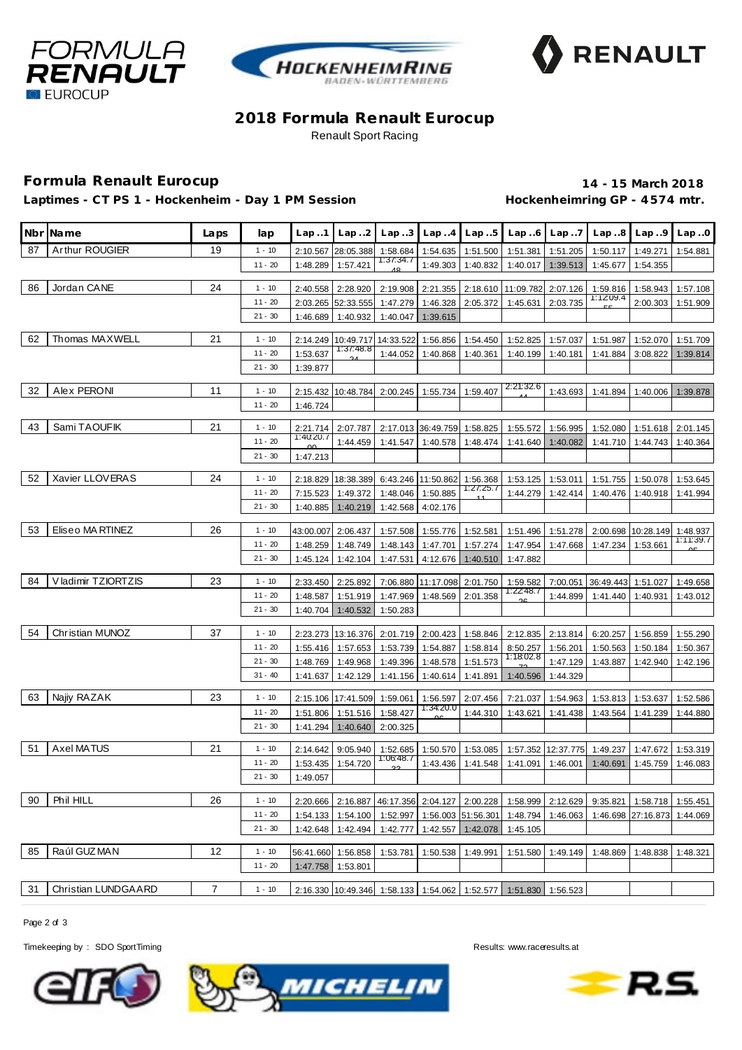## 2018 Formula Renault Eurocup

Renault Sport Racing

### Formula Renault Eurocup

**Laptimes - CT PS 1 - Hockenheim - Day 1 PM Session**

**14 - 15 March 2018**

**Hockenheimring GP - 4574 mtr.**

| Nbr | Name | Laps | lap | Lap..1 | Lap..2 | Lap..3 | Lap..4 | Lap..5 | Lap..6 | Lap..7 | Lap..8 | Lap..9 | Lap..0 |
|---|---|---|---|---|---|---|---|---|---|---|---|---|---|
| 87 | Arthur ROUGIER | 19 | 1 - 10 | 2:10.567 | 28:05.388 | 1:58.684 | 1:54.635 | 1:51.500 | 1:51.381 | 1:51.205 | 1:50.117 | 1:49.271 | 1:54.881 |
| | | | 11 - 20 | 1:48.289 | 1:57.421 | 1:37:34.748 | 1:49.303 | 1:40.832 | 1:40.017 | 1:39.513 | 1:45.677 | 1:54.355 | |
| 86 | Jordan CANE | 24 | 1 - 10 | 2:40.558 | 2:28.920 | 2:19.908 | 2:21.355 | 2:18.610 | 11:09.782 | 2:07.126 | 1:59.816 | 1:58.943 | 1:57.108 |
| | | | 11 - 20 | 2:03.265 | 52:33.555 | 1:47.279 | 1:46.328 | 2:05.372 | 1:45.631 | 2:03.735 | 1:12:09.455 | 2:00.303 | 1:51.909 |
| | | | 21 - 30 | 1:46.689 | 1:40.932 | 1:40.047 | 1:39.615 | | | | | | |
| 62 | Thomas MAXWELL | 21 | 1 - 10 | 2:14.249 | 10:49.717 | 14:33.522 | 1:56.856 | 1:54.450 | 1:52.825 | 1:57.037 | 1:51.987 | 1:52.070 | 1:51.709 |
| | | | 11 - 20 | 1:53.637 | 1:37:48.824 | 1:44.052 | 1:40.868 | 1:40.361 | 1:40.199 | 1:40.181 | 1:41.884 | 3:08.822 | 1:39.814 |
| | | | 21 - 30 | 1:39.877 | | | | | | | | | |
| 32 | Alex PERONI | 11 | 1 - 10 | 2:15.432 | 10:48.784 | 2:00.245 | 1:55.734 | 1:59.407 | 2:21:32.644 | 1:43.693 | 1:41.894 | 1:40.006 | 1:39.878 |
| | | | 11 - 20 | 1:46.724 | | | | | | | | | |
| 43 | Sami TAOUFIK | 21 | 1 - 10 | 2:21.714 | 2:07.787 | 2:17.013 | 36:49.759 | 1:58.825 | 1:55.572 | 1:56.995 | 1:52.080 | 1:51.618 | 2:01.145 |
| | | | 11 - 20 | 1:40:20.700 | 1:44.459 | 1:41.547 | 1:40.578 | 1:48.474 | 1:41.640 | 1:40.082 | 1:41.710 | 1:44.743 | 1:40.364 |
| | | | 21 - 30 | 1:47.213 | | | | | | | | | |
| 52 | Xavier LLOVERAS | 24 | 1 - 10 | 2:18.829 | 18:38.389 | 6:43.246 | 11:50.862 | 1:56.368 | 1:53.125 | 1:53.011 | 1:51.755 | 1:50.078 | 1:53.645 |
| | | | 11 - 20 | 7:15.523 | 1:49.372 | 1:48.046 | 1:50.885 | 1:27:25.711 | 1:44.279 | 1:42.414 | 1:40.476 | 1:40.918 | 1:41.994 |
| | | | 21 - 30 | 1:40.885 | 1:40.219 | 1:42.568 | 4:02.176 | | | | | | |
| 53 | Eliseo MARTINEZ | 26 | 1 - 10 | 43:00.007 | 2:06.437 | 1:57.508 | 1:55.776 | 1:52.581 | 1:51.496 | 1:51.278 | 2:00.698 | 10:28.149 | 1:48.937 |
| | | | 11 - 20 | 1:48.259 | 1:48.749 | 1:48.143 | 1:47.701 | 1:57.274 | 1:47.954 | 1:47.668 | 1:47.234 | 1:53.661 | 1:11:39.705 |
| | | | 21 - 30 | 1:45.124 | 1:42.104 | 1:47.531 | 4:12.676 | 1:40.510 | 1:47.882 | | | | |
| 84 | Vladimir TZIORTZIS | 23 | 1 - 10 | 2:33.450 | 2:25.892 | 7:06.880 | 11:17.098 | 2:01.750 | 1:59.582 | 7:00.051 | 36:49.443 | 1:51.027 | 1:49.658 |
| | | | 11 - 20 | 1:48.587 | 1:51.919 | 1:47.969 | 1:48.569 | 2:01.358 | 1:22:48.726 | 1:44.899 | 1:41.440 | 1:40.931 | 1:43.012 |
| | | | 21 - 30 | 1:40.704 | 1:40.532 | 1:50.283 | | | | | | | |
| 54 | Christian MUNOZ | 37 | 1 - 10 | 2:23.273 | 13:16.376 | 2:01.719 | 2:00.423 | 1:58.846 | 2:12.835 | 2:13.814 | 6:20.257 | 1:56.859 | 1:55.290 |
| | | | 11 - 20 | 1:55.416 | 1:57.653 | 1:53.739 | 1:54.887 | 1:58.814 | 8:50.257 | 1:56.201 | 1:50.563 | 1:50.184 | 1:50.367 |
| | | | 21 - 30 | 1:48.769 | 1:49.968 | 1:49.396 | 1:48.578 | 1:51.573 | 1:18:02.872 | 1:47.129 | 1:43.887 | 1:42.940 | 1:42.196 |
| | | | 31 - 40 | 1:41.637 | 1:42.129 | 1:41.156 | 1:40.614 | 1:41.891 | 1:40.596 | 1:44.329 | | | |
| 63 | Najiy RAZAK | 23 | 1 - 10 | 2:15.106 | 17:41.509 | 1:59.061 | 1:56.597 | 2:07.456 | 7:21.037 | 1:54.963 | 1:53.813 | 1:53.637 | 1:52.586 |
| | | | 11 - 20 | 1:51.806 | 1:51.516 | 1:58.427 | 1:34:20.006 | 1:44.310 | 1:43.621 | 1:41.438 | 1:43.564 | 1:41.239 | 1:44.880 |
| | | | 21 - 30 | 1:41.294 | 1:40.640 | 2:00.325 | | | | | | | |
| 51 | Axel MATUS | 21 | 1 - 10 | 2:14.642 | 9:05.940 | 1:52.685 | 1:50.570 | 1:53.085 | 1:57.352 | 12:37.775 | 1:49.237 | 1:47.672 | 1:53.319 |
| | | | 11 - 20 | 1:53.435 | 1:54.720 | 1:06:48.733 | 1:43.436 | 1:41.548 | 1:41.091 | 1:46.001 | 1:40.691 | 1:45.759 | 1:46.083 |
| | | | 21 - 30 | 1:49.057 | | | | | | | | | |
| 90 | Phil HILL | 26 | 1 - 10 | 2:20.666 | 2:16.887 | 46:17.356 | 2:04.127 | 2:00.228 | 1:58.999 | 2:12.629 | 9:35.821 | 1:58.718 | 1:55.451 |
| | | | 11 - 20 | 1:54.133 | 1:54.100 | 1:52.997 | 1:56.003 | 51:56.301 | 1:48.794 | 1:46.063 | 1:46.698 | 27:16.873 | 1:44.069 |
| | | | 21 - 30 | 1:42.648 | 1:42.494 | 1:42.777 | 1:42.557 | 1:42.078 | 1:45.105 | | | | |
| 85 | Raúl GUZMAN | 12 | 1 - 10 | 56:41.660 | 1:56.858 | 1:53.781 | 1:50.538 | 1:49.991 | 1:51.580 | 1:49.149 | 1:48.869 | 1:48.838 | 1:48.321 |
| | | | 11 - 20 | 1:47.758 | 1:53.801 | | | | | | | | |
| 31 | Christian LUNDGAARD | 7 | 1 - 10 | 2:16.330 | 10:49.346 | 1:58.133 | 1:54.062 | 1:52.577 | 1:51.830 | 1:56.523 | | | |

Timekeeping by : SDO SportTiming

Results: www.raceresults.at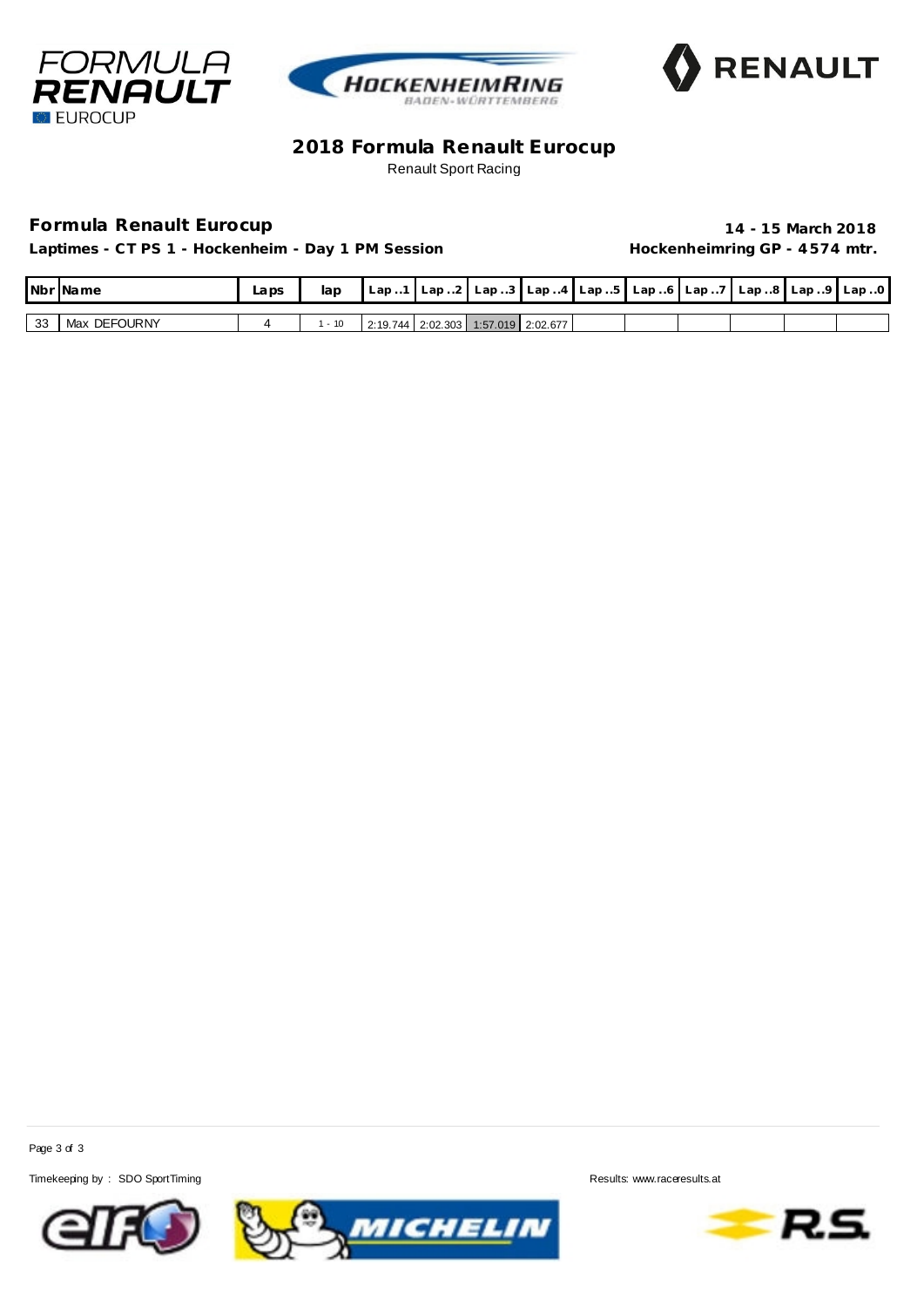## 2018 Formula Renault Eurocup

Renault Sport Racing

### Formula Renault Eurocup

**Laptimes - CT PS 1 - Hockenheim - Day 1 PM Session**

**14 - 15 March 2018**

**Hockenheimring GP - 4574 mtr.**

| Nbr | Name | Laps | lap | Lap ..1 | Lap ..2 | Lap ..3 | Lap ..4 | Lap ..5 | Lap ..6 | Lap ..7 | Lap ..8 | Lap ..9 | Lap ..0 |
|---|---|---|---|---|---|---|---|---|---|---|---|---|---|
| 33 | Max DEFOURNY | 4 | 1 - 10 | 2:19.744 | 2:02.303 | 1:57.019 | 2:02.677 | | | | | | |

Timekeeping by : SDO SportTiming

Results: www.raceresults.at